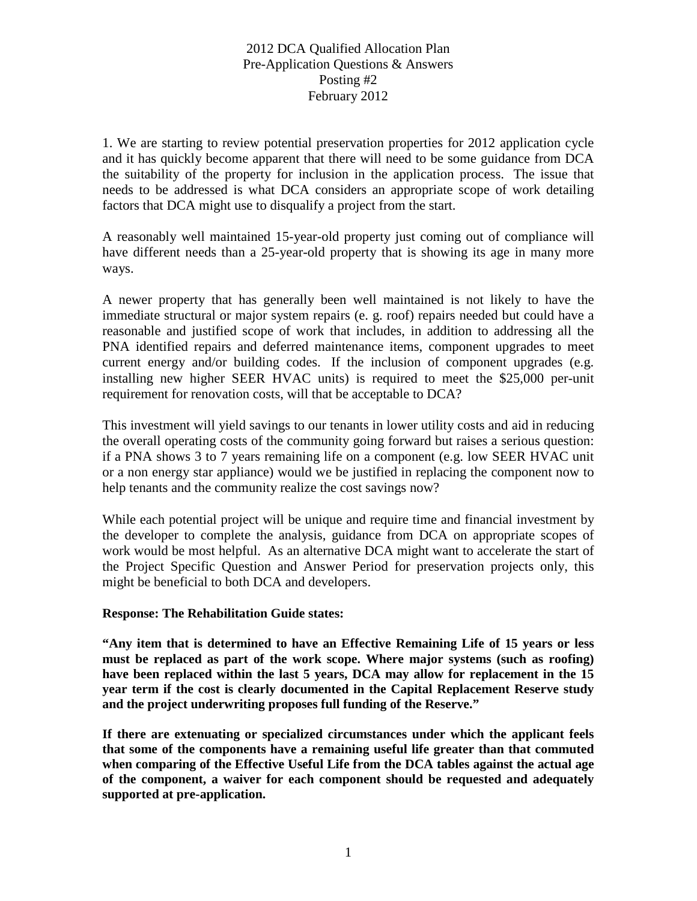# 2012 DCA Qualified Allocation Plan
## Pre-Application Questions & Answers
### Posting #2
### February 2012

1. We are starting to review potential preservation properties for 2012 application cycle and it has quickly become apparent that there will need to be some guidance from DCA the suitability of the property for inclusion in the application process. The issue that needs to be addressed is what DCA considers an appropriate scope of work detailing factors that DCA might use to disqualify a project from the start.

A reasonably well maintained 15-year-old property just coming out of compliance will have different needs than a 25-year-old property that is showing its age in many more ways.

A newer property that has generally been well maintained is not likely to have the immediate structural or major system repairs (e. g. roof) repairs needed but could have a reasonable and justified scope of work that includes, in addition to addressing all the PNA identified repairs and deferred maintenance items, component upgrades to meet current energy and/or building codes. If the inclusion of component upgrades (e.g. installing new higher SEER HVAC units) is required to meet the $25,000 per-unit requirement for renovation costs, will that be acceptable to DCA?

This investment will yield savings to our tenants in lower utility costs and aid in reducing the overall operating costs of the community going forward but raises a serious question: if a PNA shows 3 to 7 years remaining life on a component (e.g. low SEER HVAC unit or a non energy star appliance) would we be justified in replacing the component now to help tenants and the community realize the cost savings now?

While each potential project will be unique and require time and financial investment by the developer to complete the analysis, guidance from DCA on appropriate scopes of work would be most helpful. As an alternative DCA might want to accelerate the start of the Project Specific Question and Answer Period for preservation projects only, this might be beneficial to both DCA and developers.

**Response: The Rehabilitation Guide states:**

**"Any item that is determined to have an Effective Remaining Life of 15 years or less must be replaced as part of the work scope. Where major systems (such as roofing) have been replaced within the last 5 years, DCA may allow for replacement in the 15 year term if the cost is clearly documented in the Capital Replacement Reserve study and the project underwriting proposes full funding of the Reserve."**

**If there are extenuating or specialized circumstances under which the applicant feels that some of the components have a remaining useful life greater than that commuted when comparing of the Effective Useful Life from the DCA tables against the actual age of the component, a waiver for each component should be requested and adequately supported at pre-application.**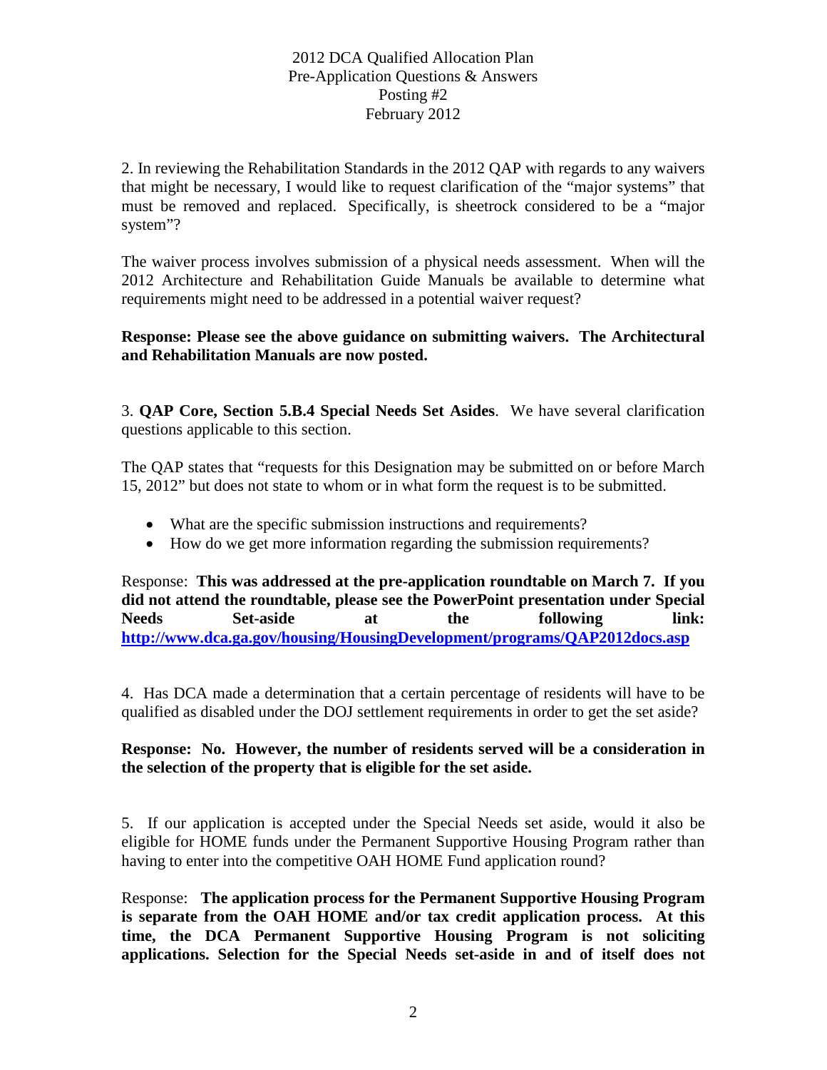2012 DCA Qualified Allocation Plan
Pre-Application Questions & Answers
Posting #2
February 2012

2. In reviewing the Rehabilitation Standards in the 2012 QAP with regards to any waivers that might be necessary, I would like to request clarification of the "major systems" that must be removed and replaced. Specifically, is sheetrock considered to be a "major system"?

The waiver process involves submission of a physical needs assessment. When will the 2012 Architecture and Rehabilitation Guide Manuals be available to determine what requirements might need to be addressed in a potential waiver request?

**Response: Please see the above guidance on submitting waivers. The Architectural and Rehabilitation Manuals are now posted.**

3. **QAP Core, Section 5.B.4 Special Needs Set Asides**. We have several clarification questions applicable to this section.

The QAP states that "requests for this Designation may be submitted on or before March 15, 2012" but does not state to whom or in what form the request is to be submitted.

- What are the specific submission instructions and requirements?
- How do we get more information regarding the submission requirements?

Response: **This was addressed at the pre-application roundtable on March 7. If you did not attend the roundtable, please see the PowerPoint presentation under Special Needs Set-aside at the following link: http://www.dca.ga.gov/housing/HousingDevelopment/programs/QAP2012docs.asp**

4. Has DCA made a determination that a certain percentage of residents will have to be qualified as disabled under the DOJ settlement requirements in order to get the set aside?

**Response: No. However, the number of residents served will be a consideration in the selection of the property that is eligible for the set aside.**

5. If our application is accepted under the Special Needs set aside, would it also be eligible for HOME funds under the Permanent Supportive Housing Program rather than having to enter into the competitive OAH HOME Fund application round?

Response: **The application process for the Permanent Supportive Housing Program is separate from the OAH HOME and/or tax credit application process. At this time, the DCA Permanent Supportive Housing Program is not soliciting applications. Selection for the Special Needs set-aside in and of itself does not**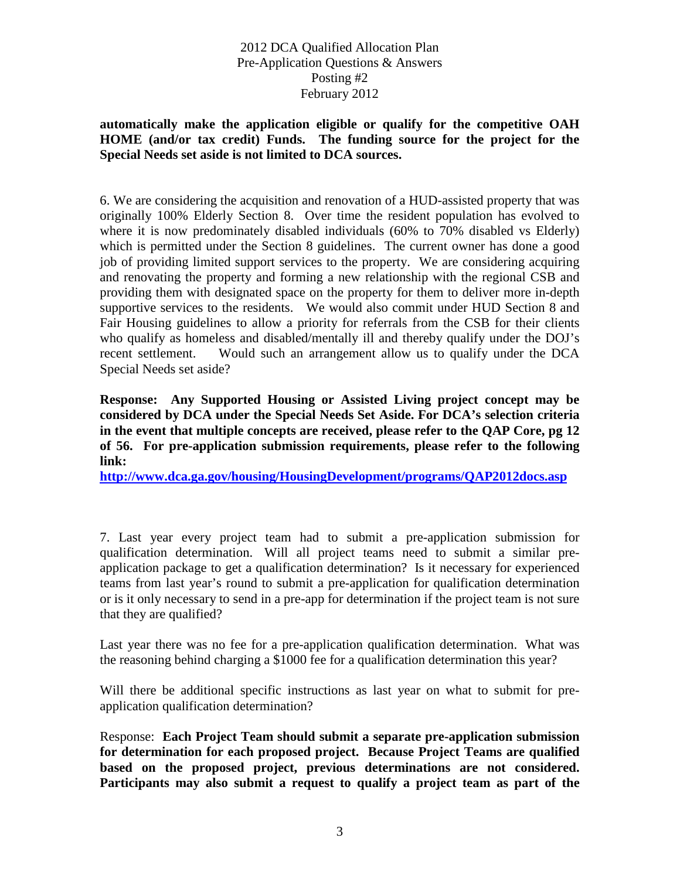**automatically make the application eligible or qualify for the competitive OAH HOME (and/or tax credit) Funds. The funding source for the project for the Special Needs set aside is not limited to DCA sources.**

6. We are considering the acquisition and renovation of a HUD-assisted property that was originally 100% Elderly Section 8. Over time the resident population has evolved to where it is now predominately disabled individuals (60% to 70% disabled vs Elderly) which is permitted under the Section 8 guidelines. The current owner has done a good job of providing limited support services to the property. We are considering acquiring and renovating the property and forming a new relationship with the regional CSB and providing them with designated space on the property for them to deliver more in-depth supportive services to the residents. We would also commit under HUD Section 8 and Fair Housing guidelines to allow a priority for referrals from the CSB for their clients who qualify as homeless and disabled/mentally ill and thereby qualify under the DOJ's recent settlement. Would such an arrangement allow us to qualify under the DCA Special Needs set aside?

**Response: Any Supported Housing or Assisted Living project concept may be considered by DCA under the Special Needs Set Aside. For DCA's selection criteria in the event that multiple concepts are received, please refer to the QAP Core, pg 12 of 56. For pre-application submission requirements, please refer to the following link:**

**http://www.dca.ga.gov/housing/HousingDevelopment/programs/QAP2012docs.asp**

7. Last year every project team had to submit a pre-application submission for qualification determination. Will all project teams need to submit a similar pre-application package to get a qualification determination? Is it necessary for experienced teams from last year's round to submit a pre-application for qualification determination or is it only necessary to send in a pre-app for determination if the project team is not sure that they are qualified?

Last year there was no fee for a pre-application qualification determination. What was the reasoning behind charging a $1000 fee for a qualification determination this year?

Will there be additional specific instructions as last year on what to submit for pre-application qualification determination?

Response: **Each Project Team should submit a separate pre-application submission for determination for each proposed project. Because Project Teams are qualified based on the proposed project, previous determinations are not considered. Participants may also submit a request to qualify a project team as part of the**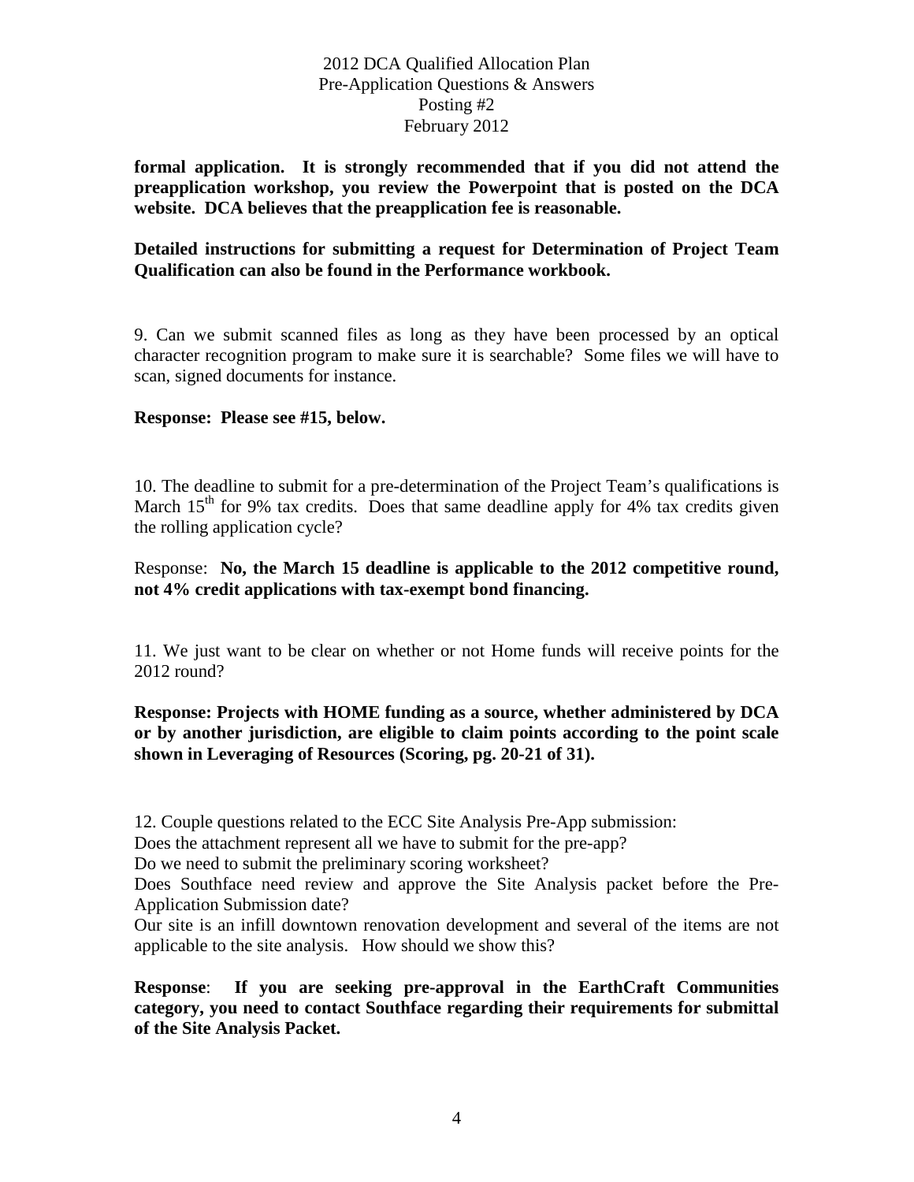**formal application. It is strongly recommended that if you did not attend the preapplication workshop, you review the Powerpoint that is posted on the DCA website. DCA believes that the preapplication fee is reasonable.**

**Detailed instructions for submitting a request for Determination of Project Team Qualification can also be found in the Performance workbook.**

9. Can we submit scanned files as long as they have been processed by an optical character recognition program to make sure it is searchable? Some files we will have to scan, signed documents for instance.

**Response: Please see #15, below.**

10. The deadline to submit for a pre-determination of the Project Team's qualifications is March 15th for 9% tax credits. Does that same deadline apply for 4% tax credits given the rolling application cycle?

Response: **No, the March 15 deadline is applicable to the 2012 competitive round, not 4% credit applications with tax-exempt bond financing.**

11. We just want to be clear on whether or not Home funds will receive points for the 2012 round?

**Response: Projects with HOME funding as a source, whether administered by DCA or by another jurisdiction, are eligible to claim points according to the point scale shown in Leveraging of Resources (Scoring, pg. 20-21 of 31).**

12. Couple questions related to the ECC Site Analysis Pre-App submission:

Does the attachment represent all we have to submit for the pre-app?

Do we need to submit the preliminary scoring worksheet?

Does Southface need review and approve the Site Analysis packet before the Pre-Application Submission date?

Our site is an infill downtown renovation development and several of the items are not applicable to the site analysis. How should we show this?

**Response**: **If you are seeking pre-approval in the EarthCraft Communities category, you need to contact Southface regarding their requirements for submittal of the Site Analysis Packet.**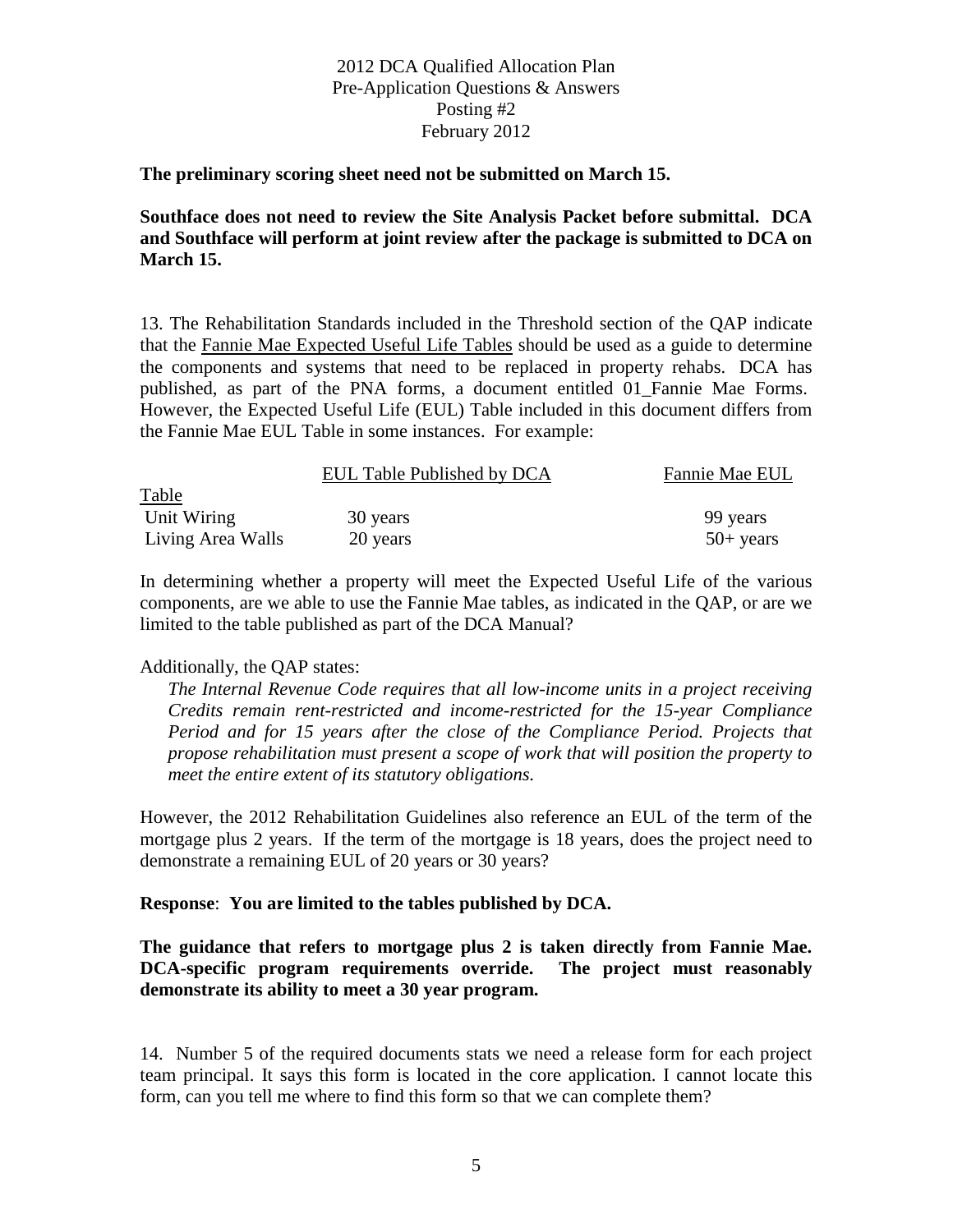**The preliminary scoring sheet need not be submitted on March 15.**

**Southface does not need to review the Site Analysis Packet before submittal. DCA and Southface will perform at joint review after the package is submitted to DCA on March 15.**

13. The Rehabilitation Standards included in the Threshold section of the QAP indicate that the Fannie Mae Expected Useful Life Tables should be used as a guide to determine the components and systems that need to be replaced in property rehabs. DCA has published, as part of the PNA forms, a document entitled 01_Fannie Mae Forms. However, the Expected Useful Life (EUL) Table included in this document differs from the Fannie Mae EUL Table in some instances. For example:

| Table | EUL Table Published by DCA | Fannie Mae EUL |
|---|---|---|
| Unit Wiring | 30 years | 99 years |
| Living Area Walls | 20 years | 50+ years |

In determining whether a property will meet the Expected Useful Life of the various components, are we able to use the Fannie Mae tables, as indicated in the QAP, or are we limited to the table published as part of the DCA Manual?

Additionally, the QAP states:

> *The Internal Revenue Code requires that all low-income units in a project receiving Credits remain rent-restricted and income-restricted for the 15-year Compliance Period and for 15 years after the close of the Compliance Period. Projects that propose rehabilitation must present a scope of work that will position the property to meet the entire extent of its statutory obligations.*

However, the 2012 Rehabilitation Guidelines also reference an EUL of the term of the mortgage plus 2 years. If the term of the mortgage is 18 years, does the project need to demonstrate a remaining EUL of 20 years or 30 years?

**Response**: **You are limited to the tables published by DCA.**

**The guidance that refers to mortgage plus 2 is taken directly from Fannie Mae. DCA-specific program requirements override. The project must reasonably demonstrate its ability to meet a 30 year program.**

14. Number 5 of the required documents stats we need a release form for each project team principal. It says this form is located in the core application. I cannot locate this form, can you tell me where to find this form so that we can complete them?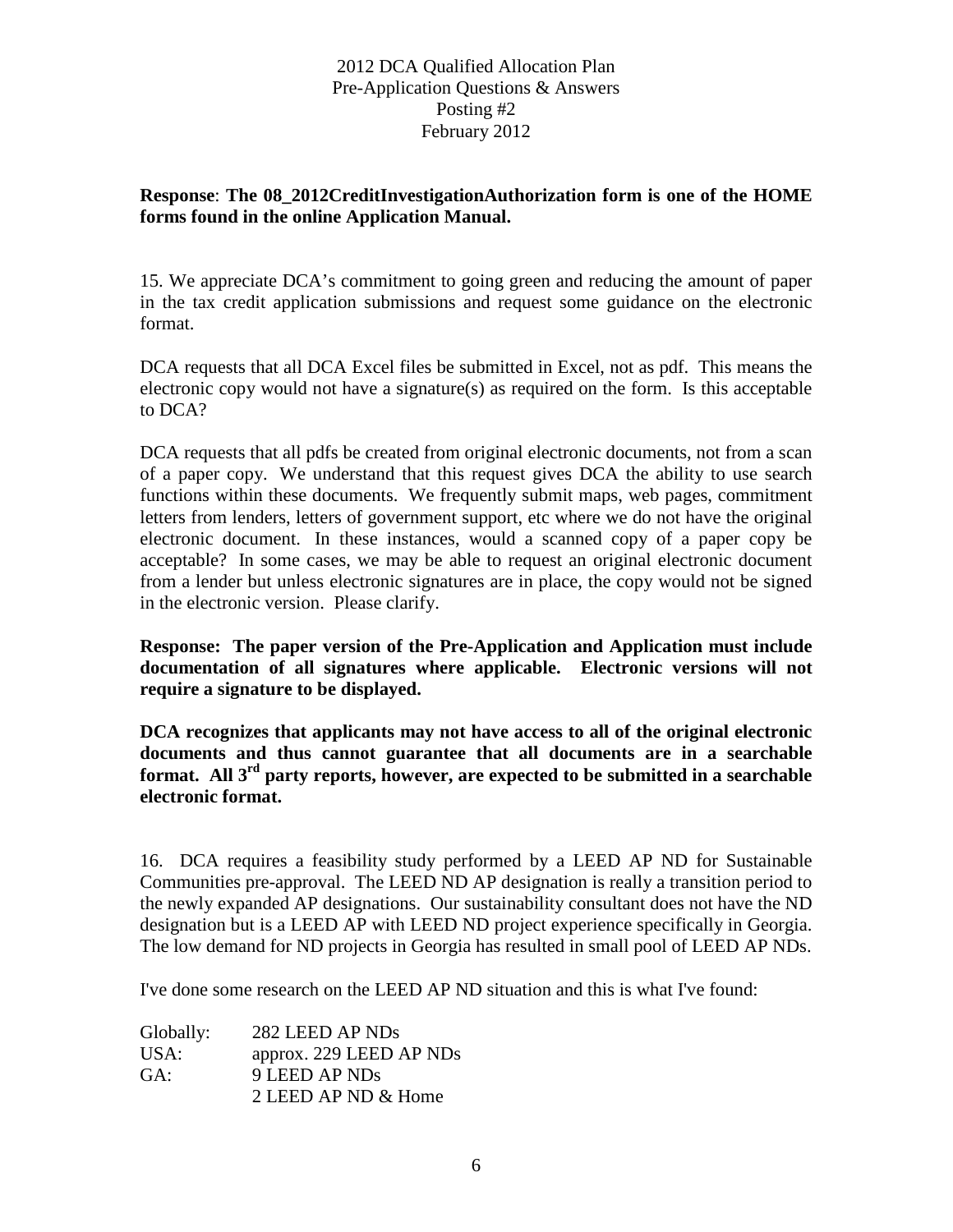**Response**: **The 08_2012CreditInvestigationAuthorization form is one of the HOME forms found in the online Application Manual.**

15. We appreciate DCA's commitment to going green and reducing the amount of paper in the tax credit application submissions and request some guidance on the electronic format.

DCA requests that all DCA Excel files be submitted in Excel, not as pdf. This means the electronic copy would not have a signature(s) as required on the form. Is this acceptable to DCA?

DCA requests that all pdfs be created from original electronic documents, not from a scan of a paper copy. We understand that this request gives DCA the ability to use search functions within these documents. We frequently submit maps, web pages, commitment letters from lenders, letters of government support, etc where we do not have the original electronic document. In these instances, would a scanned copy of a paper copy be acceptable? In some cases, we may be able to request an original electronic document from a lender but unless electronic signatures are in place, the copy would not be signed in the electronic version. Please clarify.

**Response: The paper version of the Pre-Application and Application must include documentation of all signatures where applicable. Electronic versions will not require a signature to be displayed.**

**DCA recognizes that applicants may not have access to all of the original electronic documents and thus cannot guarantee that all documents are in a searchable format. All 3rd party reports, however, are expected to be submitted in a searchable electronic format.**

16. DCA requires a feasibility study performed by a LEED AP ND for Sustainable Communities pre-approval. The LEED ND AP designation is really a transition period to the newly expanded AP designations. Our sustainability consultant does not have the ND designation but is a LEED AP with LEED ND project experience specifically in Georgia. The low demand for ND projects in Georgia has resulted in small pool of LEED AP NDs.

I've done some research on the LEED AP ND situation and this is what I've found:

| | |
|---|---|
| Globally: | 282 LEED AP NDs |
| USA: | approx. 229 LEED AP NDs |
| GA: | 9 LEED AP NDs |
| | 2 LEED AP ND & Home |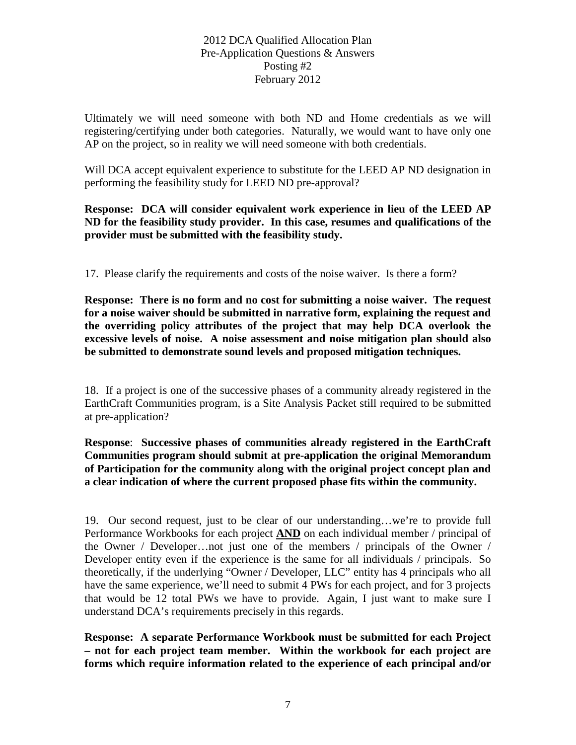Ultimately we will need someone with both ND and Home credentials as we will registering/certifying under both categories. Naturally, we would want to have only one AP on the project, so in reality we will need someone with both credentials.

Will DCA accept equivalent experience to substitute for the LEED AP ND designation in performing the feasibility study for LEED ND pre-approval?

**Response: DCA will consider equivalent work experience in lieu of the LEED AP ND for the feasibility study provider. In this case, resumes and qualifications of the provider must be submitted with the feasibility study.**

17. Please clarify the requirements and costs of the noise waiver. Is there a form?

**Response: There is no form and no cost for submitting a noise waiver. The request for a noise waiver should be submitted in narrative form, explaining the request and the overriding policy attributes of the project that may help DCA overlook the excessive levels of noise. A noise assessment and noise mitigation plan should also be submitted to demonstrate sound levels and proposed mitigation techniques.**

18. If a project is one of the successive phases of a community already registered in the EarthCraft Communities program, is a Site Analysis Packet still required to be submitted at pre-application?

**Response**: **Successive phases of communities already registered in the EarthCraft Communities program should submit at pre-application the original Memorandum of Participation for the community along with the original project concept plan and a clear indication of where the current proposed phase fits within the community.**

19. Our second request, just to be clear of our understanding…we're to provide full Performance Workbooks for each project **AND** on each individual member / principal of the Owner / Developer…not just one of the members / principals of the Owner / Developer entity even if the experience is the same for all individuals / principals. So theoretically, if the underlying "Owner / Developer, LLC" entity has 4 principals who all have the same experience, we'll need to submit 4 PWs for each project, and for 3 projects that would be 12 total PWs we have to provide. Again, I just want to make sure I understand DCA's requirements precisely in this regards.

**Response: A separate Performance Workbook must be submitted for each Project – not for each project team member. Within the workbook for each project are forms which require information related to the experience of each principal and/or**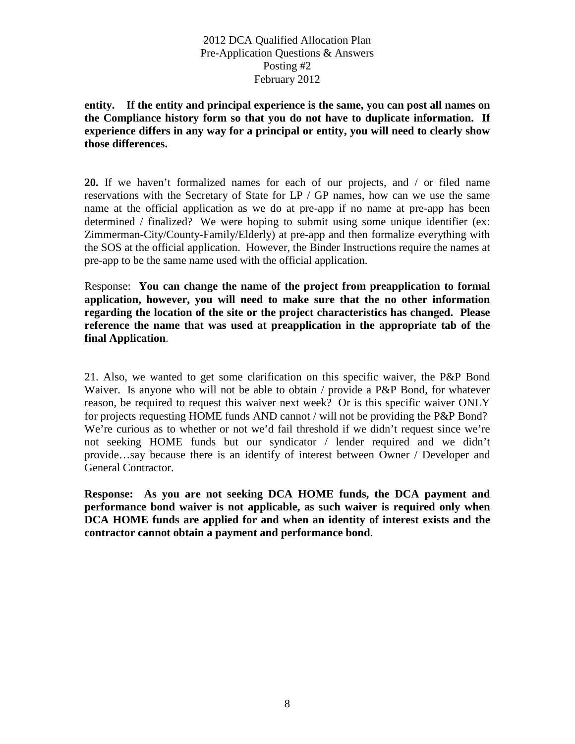**entity. If the entity and principal experience is the same, you can post all names on the Compliance history form so that you do not have to duplicate information. If experience differs in any way for a principal or entity, you will need to clearly show those differences.**

**20.** If we haven't formalized names for each of our projects, and / or filed name reservations with the Secretary of State for LP / GP names, how can we use the same name at the official application as we do at pre-app if no name at pre-app has been determined / finalized? We were hoping to submit using some unique identifier (ex: Zimmerman-City/County-Family/Elderly) at pre-app and then formalize everything with the SOS at the official application. However, the Binder Instructions require the names at pre-app to be the same name used with the official application.

Response: **You can change the name of the project from preapplication to formal application, however, you will need to make sure that the no other information regarding the location of the site or the project characteristics has changed. Please reference the name that was used at preapplication in the appropriate tab of the final Application**.

21. Also, we wanted to get some clarification on this specific waiver, the P&P Bond Waiver. Is anyone who will not be able to obtain / provide a P&P Bond, for whatever reason, be required to request this waiver next week? Or is this specific waiver ONLY for projects requesting HOME funds AND cannot / will not be providing the P&P Bond? We're curious as to whether or not we'd fail threshold if we didn't request since we're not seeking HOME funds but our syndicator / lender required and we didn't provide…say because there is an identify of interest between Owner / Developer and General Contractor.

**Response: As you are not seeking DCA HOME funds, the DCA payment and performance bond waiver is not applicable, as such waiver is required only when DCA HOME funds are applied for and when an identity of interest exists and the contractor cannot obtain a payment and performance bond**.